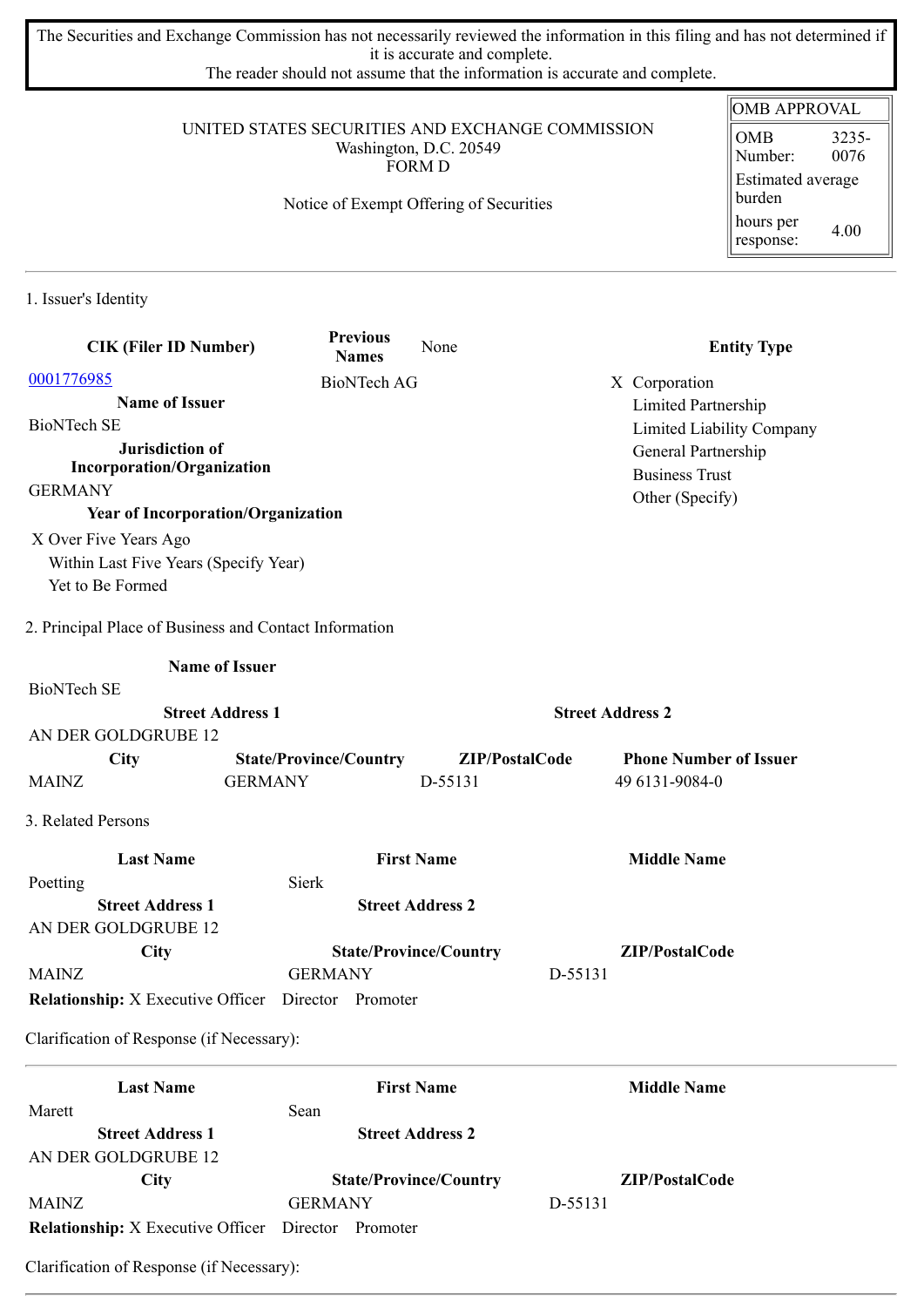The Securities and Exchange Commission has not necessarily reviewed the information in this filing and has not determined if it is accurate and complete.
The reader should not assume that the information is accurate and complete.

| OMB APPROVAL | |
|---|---|
| OMB Number: | 3235-0076 |
| Estimated average burden | |
| hours per response: | 4.00 |

UNITED STATES SECURITIES AND EXCHANGE COMMISSION
Washington, D.C. 20549
FORM D

Notice of Exempt Offering of Securities

## 1. Issuer's Identity

| CIK (Filer ID Number) | Previous Names | None | Entity Type |
|---|---|---|---|
| 0001776985 | BioNTech AG | | X Corporation |

**Name of Issuer**
BioNTech SE

**Jurisdiction of Incorporation/Organization**
GERMANY

**Year of Incorporation/Organization**
X Over Five Years Ago
Within Last Five Years (Specify Year)
Yet to Be Formed

**Entity Type**
X Corporation
Limited Partnership
Limited Liability Company
General Partnership
Business Trust
Other (Specify)

## 2. Principal Place of Business and Contact Information

**Name of Issuer**
BioNTech SE

| Street Address 1 | | Street Address 2 | |
|---|---|---|---|
| AN DER GOLDGRUBE 12 | | | |
| **City** | **State/Province/Country** | **ZIP/PostalCode** | **Phone Number of Issuer** |
| MAINZ | GERMANY | D-55131 | 49 6131-9084-0 |

## 3. Related Persons

| Last Name | First Name | Middle Name |
|---|---|---|
| Poetting | Sierk | |
| **Street Address 1** | **Street Address 2** | |
| AN DER GOLDGRUBE 12 | | |
| **City** | **State/Province/Country** | **ZIP/PostalCode** |
| MAINZ | GERMANY | D-55131 |

**Relationship:** X Executive Officer Director Promoter

Clarification of Response (if Necessary):

| Last Name | First Name | Middle Name |
|---|---|---|
| Marett | Sean | |
| **Street Address 1** | **Street Address 2** | |
| AN DER GOLDGRUBE 12 | | |
| **City** | **State/Province/Country** | **ZIP/PostalCode** |
| MAINZ | GERMANY | D-55131 |

**Relationship:** X Executive Officer Director Promoter

Clarification of Response (if Necessary):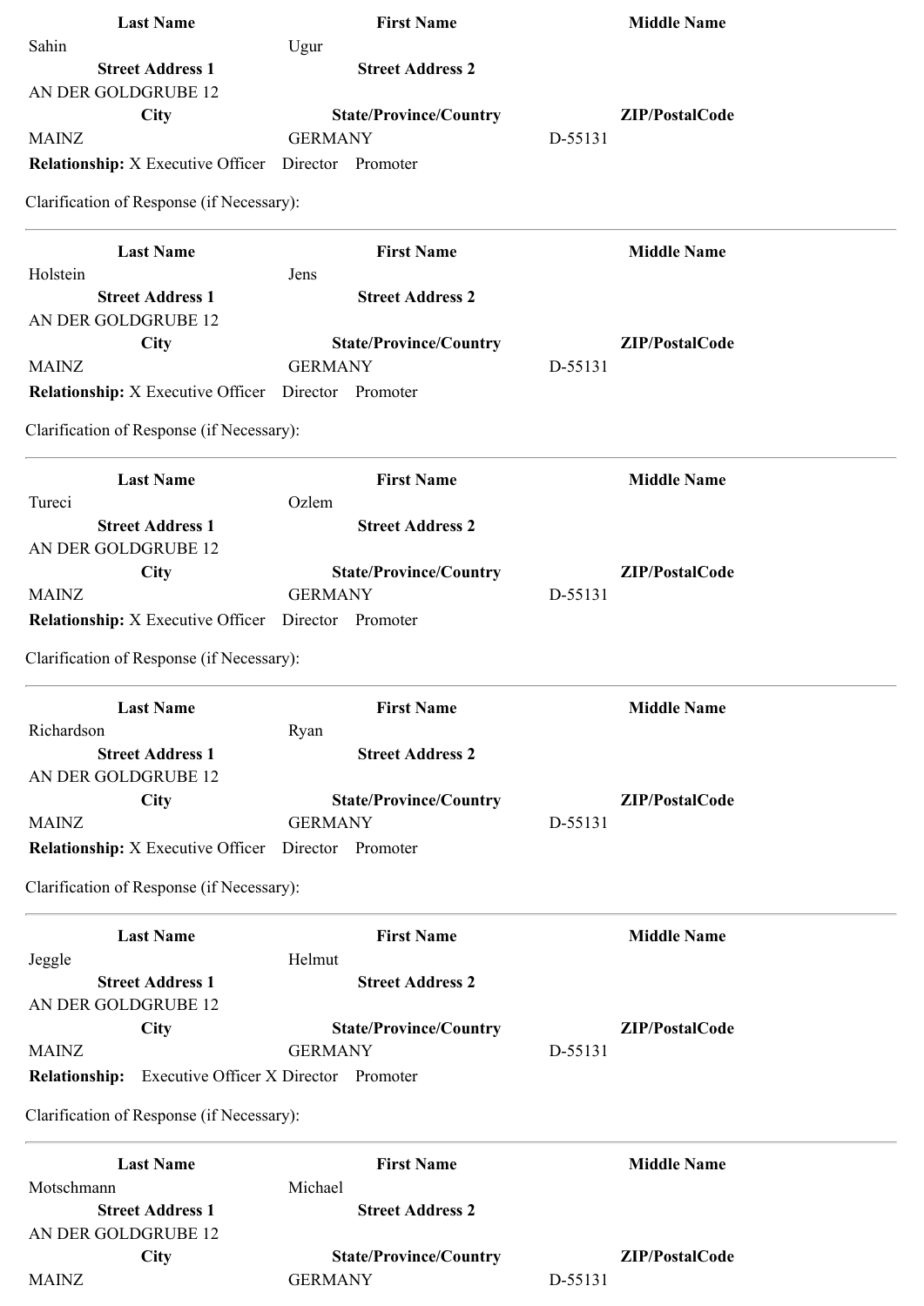| Last Name | First Name | Middle Name |
| --- | --- | --- |
| Sahin | Ugur | |

| Street Address 1 | Street Address 2 |
| --- | --- |
| AN DER GOLDGRUBE 12 | |

| City | State/Province/Country | ZIP/PostalCode |
| --- | --- | --- |
| MAINZ | GERMANY | D-55131 |

**Relationship:** X Executive Officer Director Promoter

Clarification of Response (if Necessary):

---

| Last Name | First Name | Middle Name |
| --- | --- | --- |
| Holstein | Jens | |

| Street Address 1 | Street Address 2 |
| --- | --- |
| AN DER GOLDGRUBE 12 | |

| City | State/Province/Country | ZIP/PostalCode |
| --- | --- | --- |
| MAINZ | GERMANY | D-55131 |

**Relationship:** X Executive Officer Director Promoter

Clarification of Response (if Necessary):

---

| Last Name | First Name | Middle Name |
| --- | --- | --- |
| Tureci | Ozlem | |

| Street Address 1 | Street Address 2 |
| --- | --- |
| AN DER GOLDGRUBE 12 | |

| City | State/Province/Country | ZIP/PostalCode |
| --- | --- | --- |
| MAINZ | GERMANY | D-55131 |

**Relationship:** X Executive Officer Director Promoter

Clarification of Response (if Necessary):

---

| Last Name | First Name | Middle Name |
| --- | --- | --- |
| Richardson | Ryan | |

| Street Address 1 | Street Address 2 |
| --- | --- |
| AN DER GOLDGRUBE 12 | |

| City | State/Province/Country | ZIP/PostalCode |
| --- | --- | --- |
| MAINZ | GERMANY | D-55131 |

**Relationship:** X Executive Officer Director Promoter

Clarification of Response (if Necessary):

---

| Last Name | First Name | Middle Name |
| --- | --- | --- |
| Jeggle | Helmut | |

| Street Address 1 | Street Address 2 |
| --- | --- |
| AN DER GOLDGRUBE 12 | |

| City | State/Province/Country | ZIP/PostalCode |
| --- | --- | --- |
| MAINZ | GERMANY | D-55131 |

**Relationship:** Executive Officer X Director Promoter

Clarification of Response (if Necessary):

---

| Last Name | First Name | Middle Name |
| --- | --- | --- |
| Motschmann | Michael | |

| Street Address 1 | Street Address 2 |
| --- | --- |
| AN DER GOLDGRUBE 12 | |

| City | State/Province/Country | ZIP/PostalCode |
| --- | --- | --- |
| MAINZ | GERMANY | D-55131 |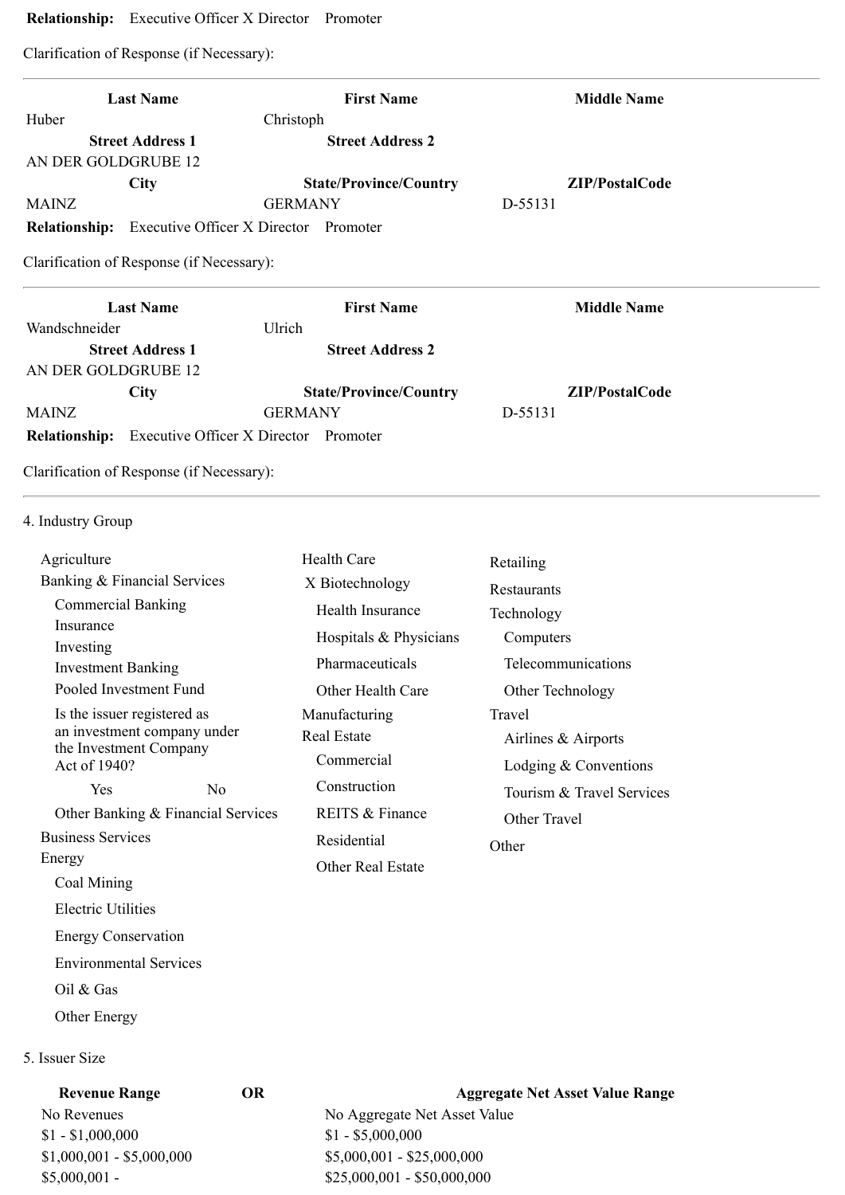**Relationship:** Executive Officer X Director Promoter

Clarification of Response (if Necessary):

---

| Last Name | First Name | Middle Name |
|---|---|---|
| Huber | Christoph | |
| **Street Address 1** | **Street Address 2** | |
| AN DER GOLDGRUBE 12 | | |
| **City** | **State/Province/Country** | **ZIP/PostalCode** |
| MAINZ | GERMANY | D-55131 |

**Relationship:** Executive Officer X Director Promoter

Clarification of Response (if Necessary):

---

| Last Name | First Name | Middle Name |
|---|---|---|
| Wandschneider | Ulrich | |
| **Street Address 1** | **Street Address 2** | |
| AN DER GOLDGRUBE 12 | | |
| **City** | **State/Province/Country** | **ZIP/PostalCode** |
| MAINZ | GERMANY | D-55131 |

**Relationship:** Executive Officer X Director Promoter

Clarification of Response (if Necessary):

---

4. Industry Group

- Agriculture
- Banking & Financial Services
  - Commercial Banking
  - Insurance
  - Investing
  - Investment Banking
  - Pooled Investment Fund
  - Is the issuer registered as an investment company under the Investment Company Act of 1940?
    - Yes No
  - Other Banking & Financial Services
- Business Services
- Energy
  - Coal Mining
  - Electric Utilities
  - Energy Conservation
  - Environmental Services
  - Oil & Gas
  - Other Energy
- Health Care
  - X Biotechnology
  - Health Insurance
  - Hospitals & Physicians
  - Pharmaceuticals
  - Other Health Care
- Manufacturing
- Real Estate
  - Commercial
  - Construction
  - REITS & Finance
  - Residential
  - Other Real Estate
- Retailing
- Restaurants
- Technology
  - Computers
  - Telecommunications
  - Other Technology
- Travel
  - Airlines & Airports
  - Lodging & Conventions
  - Tourism & Travel Services
  - Other Travel
- Other

5. Issuer Size

| Revenue Range | OR | Aggregate Net Asset Value Range |
|---|---|---|
| No Revenues | | No Aggregate Net Asset Value |
| $1 - $1,000,000 | | $1 - $5,000,000 |
| $1,000,001 - $5,000,000 | | $5,000,001 - $25,000,000 |
| $5,000,001 - | | $25,000,001 - $50,000,000 |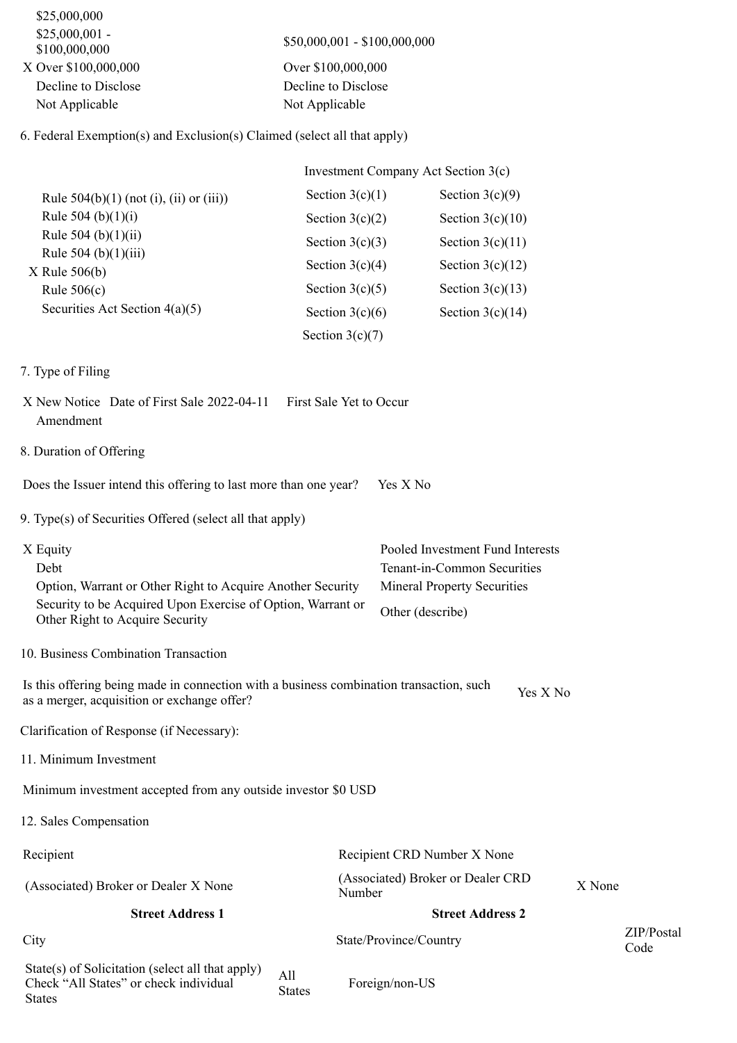| | |
|---|---|
| $25,000,000 | |
| $25,000,001 - $100,000,000 | $50,000,001 - $100,000,000 |
| X Over $100,000,000 | Over $100,000,000 |
| Decline to Disclose | Decline to Disclose |
| Not Applicable | Not Applicable |

6. Federal Exemption(s) and Exclusion(s) Claimed (select all that apply)

| | Investment Company Act Section 3(c) | |
|---|---|---|
| Rule 504(b)(1) (not (i), (ii) or (iii)) | Section 3(c)(1) | Section 3(c)(9) |
| Rule 504 (b)(1)(i) | Section 3(c)(2) | Section 3(c)(10) |
| Rule 504 (b)(1)(ii) | Section 3(c)(3) | Section 3(c)(11) |
| Rule 504 (b)(1)(iii) | Section 3(c)(4) | Section 3(c)(12) |
| X Rule 506(b) | Section 3(c)(5) | Section 3(c)(13) |
| Rule 506(c) | Section 3(c)(6) | Section 3(c)(14) |
| Securities Act Section 4(a)(5) | Section 3(c)(7) | |

7. Type of Filing

X New Notice Date of First Sale 2022-04-11 First Sale Yet to Occur
Amendment

8. Duration of Offering

Does the Issuer intend this offering to last more than one year? Yes X No

9. Type(s) of Securities Offered (select all that apply)

| | |
|---|---|
| X Equity | Pooled Investment Fund Interests |
| Debt | Tenant-in-Common Securities |
| Option, Warrant or Other Right to Acquire Another Security | Mineral Property Securities |
| Security to be Acquired Upon Exercise of Option, Warrant or Other Right to Acquire Security | Other (describe) |

10. Business Combination Transaction

Is this offering being made in connection with a business combination transaction, such as a merger, acquisition or exchange offer? Yes X No

Clarification of Response (if Necessary):

11. Minimum Investment

Minimum investment accepted from any outside investor $0 USD

12. Sales Compensation

| | | |
|---|---|---|
| Recipient | Recipient CRD Number X None | |
| (Associated) Broker or Dealer X None | (Associated) Broker or Dealer CRD Number | X None |
| **Street Address 1** | **Street Address 2** | |
| City | State/Province/Country | ZIP/Postal Code |
| State(s) of Solicitation (select all that apply) Check "All States" or check individual States | All States | Foreign/non-US |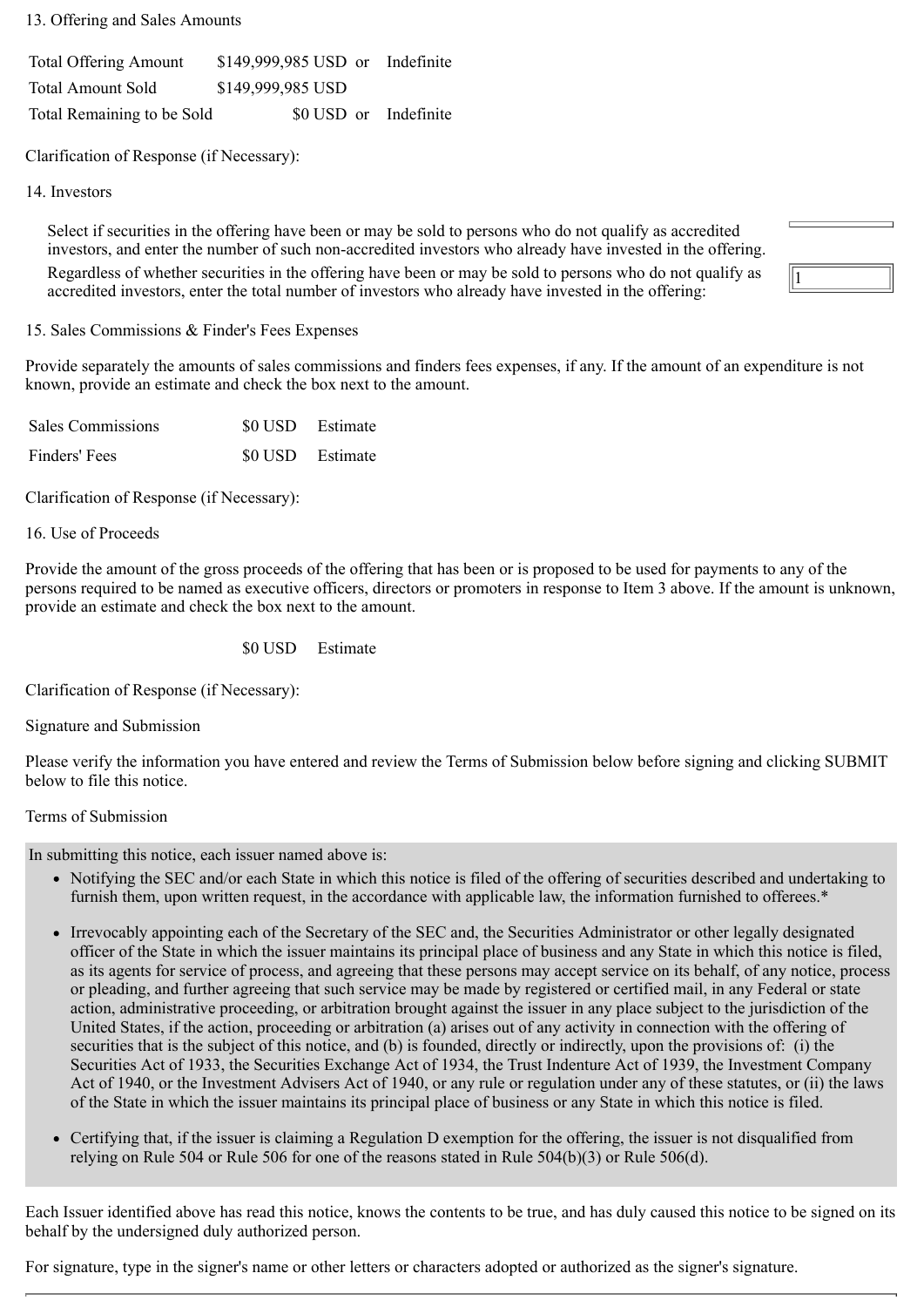13. Offering and Sales Amounts

| | | | |
|---|---|---|---|
| Total Offering Amount | $149,999,985 USD | or | Indefinite |
| Total Amount Sold | $149,999,985 USD | | |
| Total Remaining to be Sold | $0 USD | or | Indefinite |

Clarification of Response (if Necessary):

14. Investors

Select if securities in the offering have been or may be sold to persons who do not qualify as accredited investors, and enter the number of such non-accredited investors who already have invested in the offering.

Regardless of whether securities in the offering have been or may be sold to persons who do not qualify as accredited investors, enter the total number of investors who already have invested in the offering: 1

15. Sales Commissions & Finder's Fees Expenses

Provide separately the amounts of sales commissions and finders fees expenses, if any. If the amount of an expenditure is not known, provide an estimate and check the box next to the amount.

| | | |
|---|---|---|
| Sales Commissions | $0 USD | Estimate |
| Finders' Fees | $0 USD | Estimate |

Clarification of Response (if Necessary):

16. Use of Proceeds

Provide the amount of the gross proceeds of the offering that has been or is proposed to be used for payments to any of the persons required to be named as executive officers, directors or promoters in response to Item 3 above. If the amount is unknown, provide an estimate and check the box next to the amount.

$0 USD Estimate

Clarification of Response (if Necessary):

Signature and Submission

Please verify the information you have entered and review the Terms of Submission below before signing and clicking SUBMIT below to file this notice.

Terms of Submission

In submitting this notice, each issuer named above is:

- Notifying the SEC and/or each State in which this notice is filed of the offering of securities described and undertaking to furnish them, upon written request, in the accordance with applicable law, the information furnished to offerees.*
- Irrevocably appointing each of the Secretary of the SEC and, the Securities Administrator or other legally designated officer of the State in which the issuer maintains its principal place of business and any State in which this notice is filed, as its agents for service of process, and agreeing that these persons may accept service on its behalf, of any notice, process or pleading, and further agreeing that such service may be made by registered or certified mail, in any Federal or state action, administrative proceeding, or arbitration brought against the issuer in any place subject to the jurisdiction of the United States, if the action, proceeding or arbitration (a) arises out of any activity in connection with the offering of securities that is the subject of this notice, and (b) is founded, directly or indirectly, upon the provisions of: (i) the Securities Act of 1933, the Securities Exchange Act of 1934, the Trust Indenture Act of 1939, the Investment Company Act of 1940, or the Investment Advisers Act of 1940, or any rule or regulation under any of these statutes, or (ii) the laws of the State in which the issuer maintains its principal place of business or any State in which this notice is filed.
- Certifying that, if the issuer is claiming a Regulation D exemption for the offering, the issuer is not disqualified from relying on Rule 504 or Rule 506 for one of the reasons stated in Rule 504(b)(3) or Rule 506(d).

Each Issuer identified above has read this notice, knows the contents to be true, and has duly caused this notice to be signed on its behalf by the undersigned duly authorized person.

For signature, type in the signer's name or other letters or characters adopted or authorized as the signer's signature.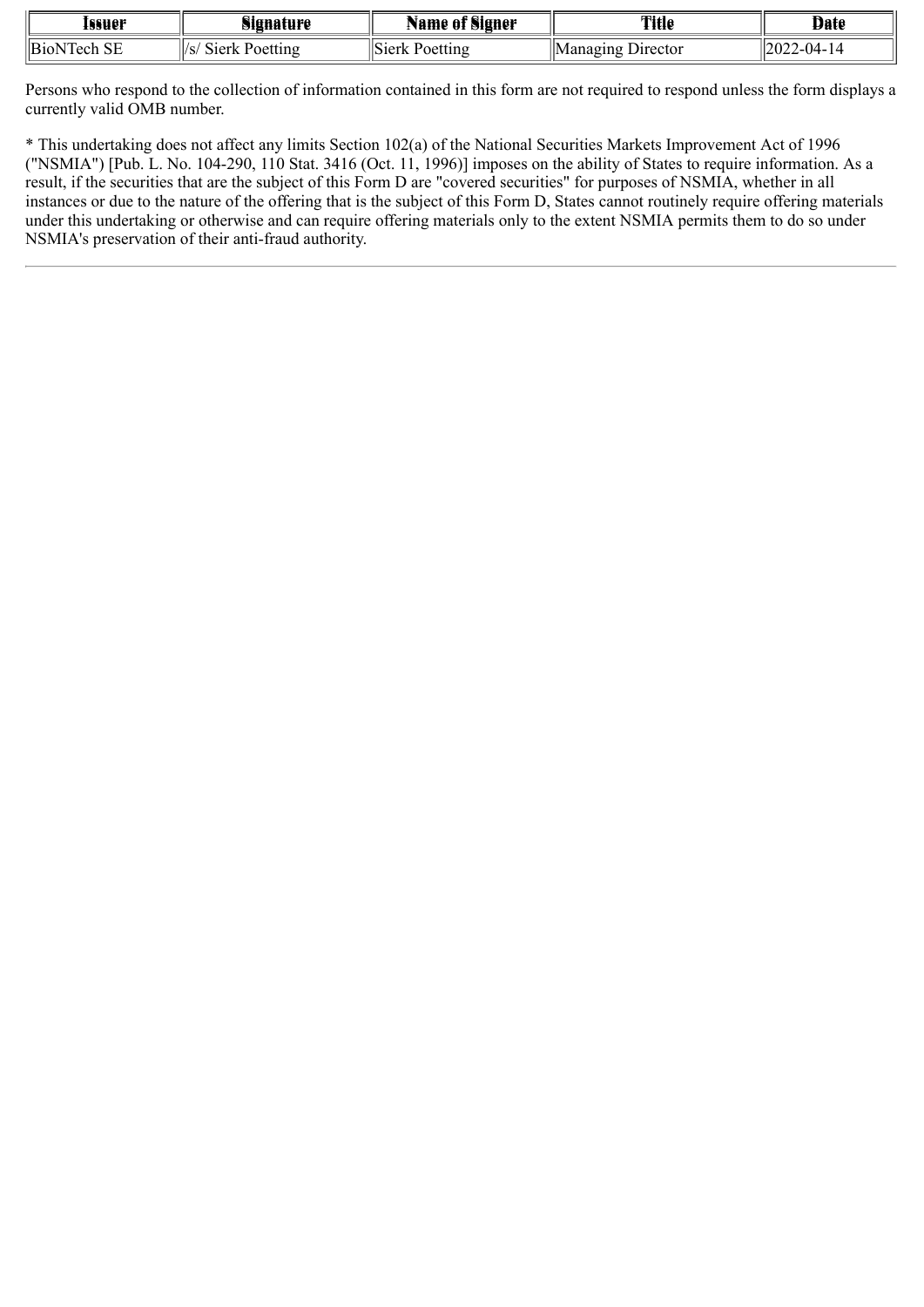| Issuer | Signature | Name of Signer | Title | Date |
| --- | --- | --- | --- | --- |
| BioNTech SE | /s/ Sierk Poetting | Sierk Poetting | Managing Director | 2022-04-14 |

Persons who respond to the collection of information contained in this form are not required to respond unless the form displays a currently valid OMB number.

* This undertaking does not affect any limits Section 102(a) of the National Securities Markets Improvement Act of 1996 ("NSMIA") [Pub. L. No. 104-290, 110 Stat. 3416 (Oct. 11, 1996)] imposes on the ability of States to require information. As a result, if the securities that are the subject of this Form D are "covered securities" for purposes of NSMIA, whether in all instances or due to the nature of the offering that is the subject of this Form D, States cannot routinely require offering materials under this undertaking or otherwise and can require offering materials only to the extent NSMIA permits them to do so under NSMIA's preservation of their anti-fraud authority.